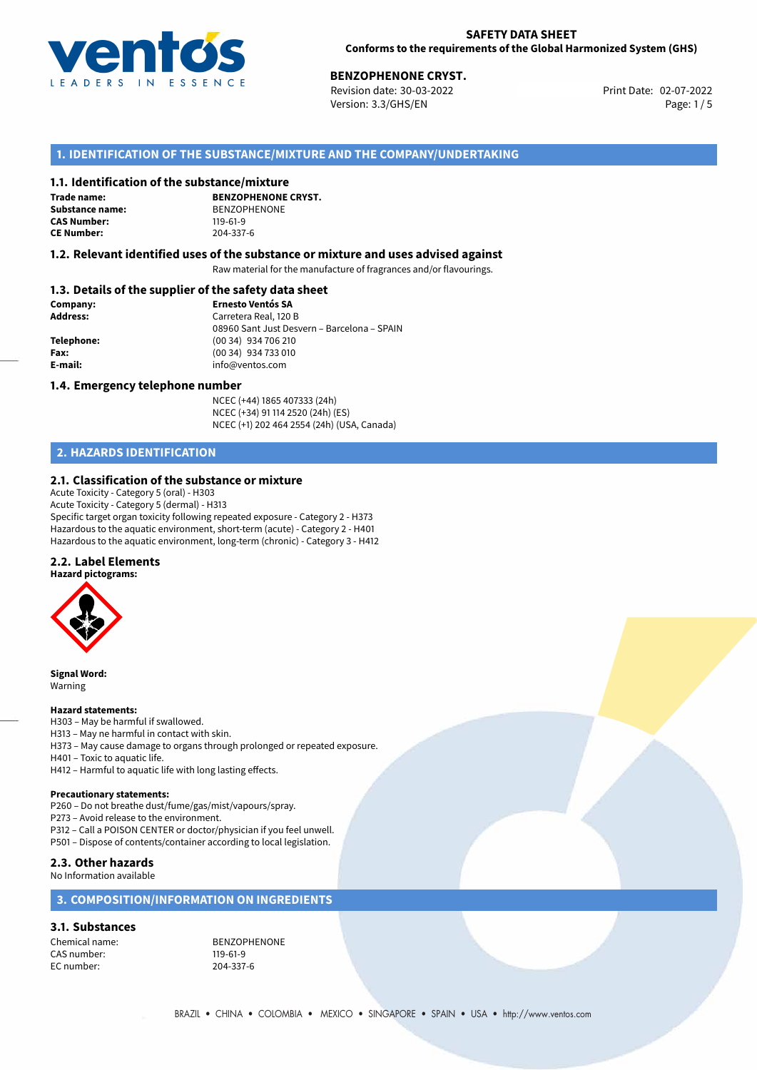**SAFETY DATA SHEET**
**Conforms to the requirements of the Global Harmonized System (GHS)**

**BENZOPHENONE CRYST.**
Revision date: 30-03-2022
Version: 3.3/GHS/EN
Print Date: 02-07-2022

## 1. IDENTIFICATION OF THE SUBSTANCE/MIXTURE AND THE COMPANY/UNDERTAKING

### 1.1. Identification of the substance/mixture

**Trade name:** **BENZOPHENONE CRYST.**
**Substance name:** BENZOPHENONE
**CAS Number:** 119-61-9
**CE Number:** 204-337-6

### 1.2. Relevant identified uses of the substance or mixture and uses advised against

Raw material for the manufacture of fragrances and/or flavourings.

### 1.3. Details of the supplier of the safety data sheet

**Company:** **Ernesto Ventós SA**
**Address:** Carretera Real, 120 B
08960 Sant Just Desvern – Barcelona – SPAIN
**Telephone:** (00 34) 934 706 210
**Fax:** (00 34) 934 733 010
**E-mail:** info@ventos.com

### 1.4. Emergency telephone number

NCEC (+44) 1865 407333 (24h)
NCEC (+34) 91 114 2520 (24h) (ES)
NCEC (+1) 202 464 2554 (24h) (USA, Canada)

## 2. HAZARDS IDENTIFICATION

### 2.1. Classification of the substance or mixture

Acute Toxicity - Category 5 (oral) - H303
Acute Toxicity - Category 5 (dermal) - H313
Specific target organ toxicity following repeated exposure - Category 2 - H373
Hazardous to the aquatic environment, short-term (acute) - Category 2 - H401
Hazardous to the aquatic environment, long-term (chronic) - Category 3 - H412

### 2.2. Label Elements

**Hazard pictograms:**

**Signal Word:**
Warning

**Hazard statements:**
H303 – May be harmful if swallowed.
H313 – May ne harmful in contact with skin.
H373 – May cause damage to organs through prolonged or repeated exposure.
H401 – Toxic to aquatic life.
H412 – Harmful to aquatic life with long lasting effects.

**Precautionary statements:**
P260 – Do not breathe dust/fume/gas/mist/vapours/spray.
P273 – Avoid release to the environment.
P312 – Call a POISON CENTER or doctor/physician if you feel unwell.
P501 – Dispose of contents/container according to local legislation.

### 2.3. Other hazards

No Information available

## 3. COMPOSITION/INFORMATION ON INGREDIENTS

### 3.1. Substances

Chemical name: BENZOPHENONE
CAS number: 119-61-9
EC number: 204-337-6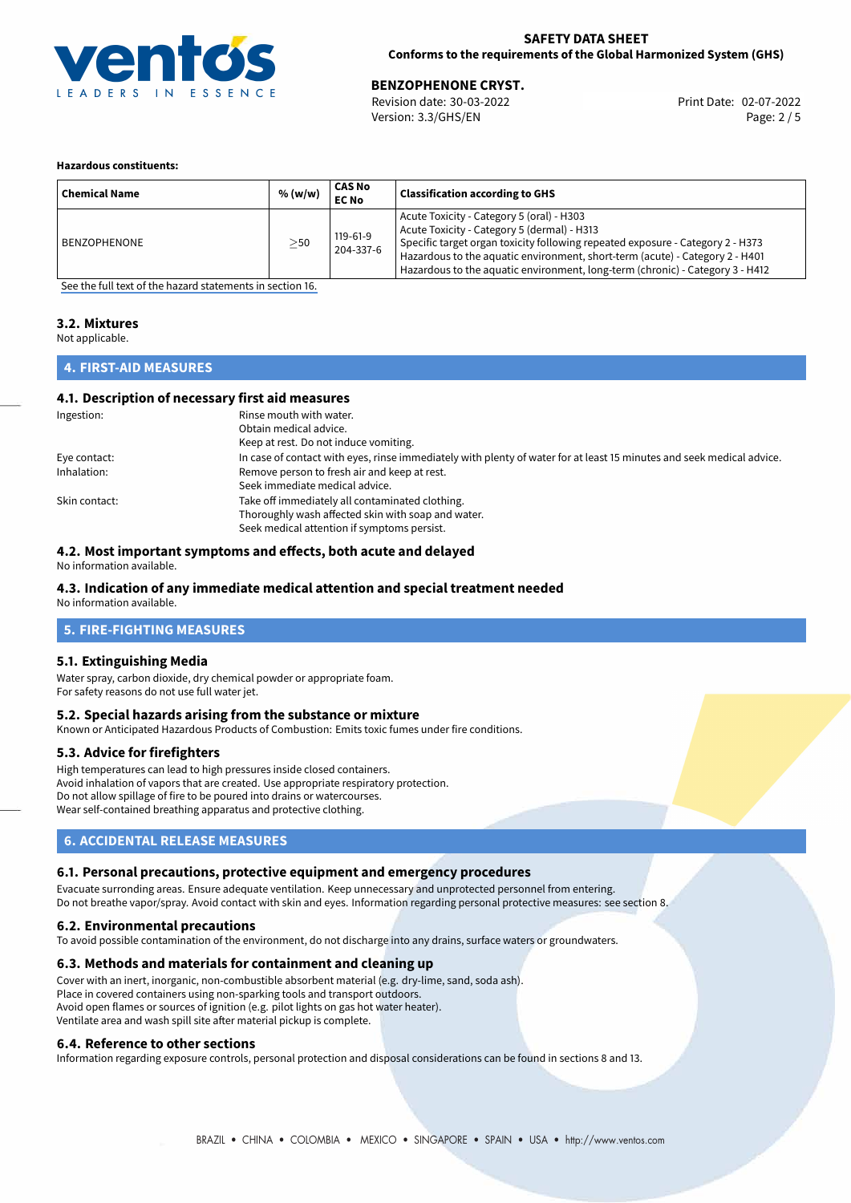**Hazardous constituents:**

| Chemical Name | % (w/w) | CAS No<br>EC No | Classification according to GHS |
|---|---|---|---|
| BENZOPHENONE | ≥50 | 119-61-9<br>204-337-6 | Acute Toxicity - Category 5 (oral) - H303<br>Acute Toxicity - Category 5 (dermal) - H313<br>Specific target organ toxicity following repeated exposure - Category 2 - H373<br>Hazardous to the aquatic environment, short-term (acute) - Category 2 - H401<br>Hazardous to the aquatic environment, long-term (chronic) - Category 3 - H412 |

See the full text of the hazard statements in section 16.

### 3.2. Mixtures

Not applicable.

## 4. FIRST-AID MEASURES

### 4.1. Description of necessary first aid measures

Ingestion: Rinse mouth with water.
Obtain medical advice.
Keep at rest. Do not induce vomiting.

Eye contact: In case of contact with eyes, rinse immediately with plenty of water for at least 15 minutes and seek medical advice.

Inhalation: Remove person to fresh air and keep at rest.
Seek immediate medical advice.

Skin contact: Take off immediately all contaminated clothing.
Thoroughly wash affected skin with soap and water.
Seek medical attention if symptoms persist.

### 4.2. Most important symptoms and effects, both acute and delayed

No information available.

### 4.3. Indication of any immediate medical attention and special treatment needed

No information available.

## 5. FIRE-FIGHTING MEASURES

### 5.1. Extinguishing Media

Water spray, carbon dioxide, dry chemical powder or appropriate foam.
For safety reasons do not use full water jet.

### 5.2. Special hazards arising from the substance or mixture

Known or Anticipated Hazardous Products of Combustion: Emits toxic fumes under fire conditions.

### 5.3. Advice for firefighters

High temperatures can lead to high pressures inside closed containers.
Avoid inhalation of vapors that are created. Use appropriate respiratory protection.
Do not allow spillage of fire to be poured into drains or watercourses.
Wear self-contained breathing apparatus and protective clothing.

## 6. ACCIDENTAL RELEASE MEASURES

### 6.1. Personal precautions, protective equipment and emergency procedures

Evacuate surronding areas. Ensure adequate ventilation. Keep unnecessary and unprotected personnel from entering.
Do not breathe vapor/spray. Avoid contact with skin and eyes. Information regarding personal protective measures: see section 8.

### 6.2. Environmental precautions

To avoid possible contamination of the environment, do not discharge into any drains, surface waters or groundwaters.

### 6.3. Methods and materials for containment and cleaning up

Cover with an inert, inorganic, non-combustible absorbent material (e.g. dry-lime, sand, soda ash).
Place in covered containers using non-sparking tools and transport outdoors.
Avoid open flames or sources of ignition (e.g. pilot lights on gas hot water heater).
Ventilate area and wash spill site after material pickup is complete.

### 6.4. Reference to other sections

Information regarding exposure controls, personal protection and disposal considerations can be found in sections 8 and 13.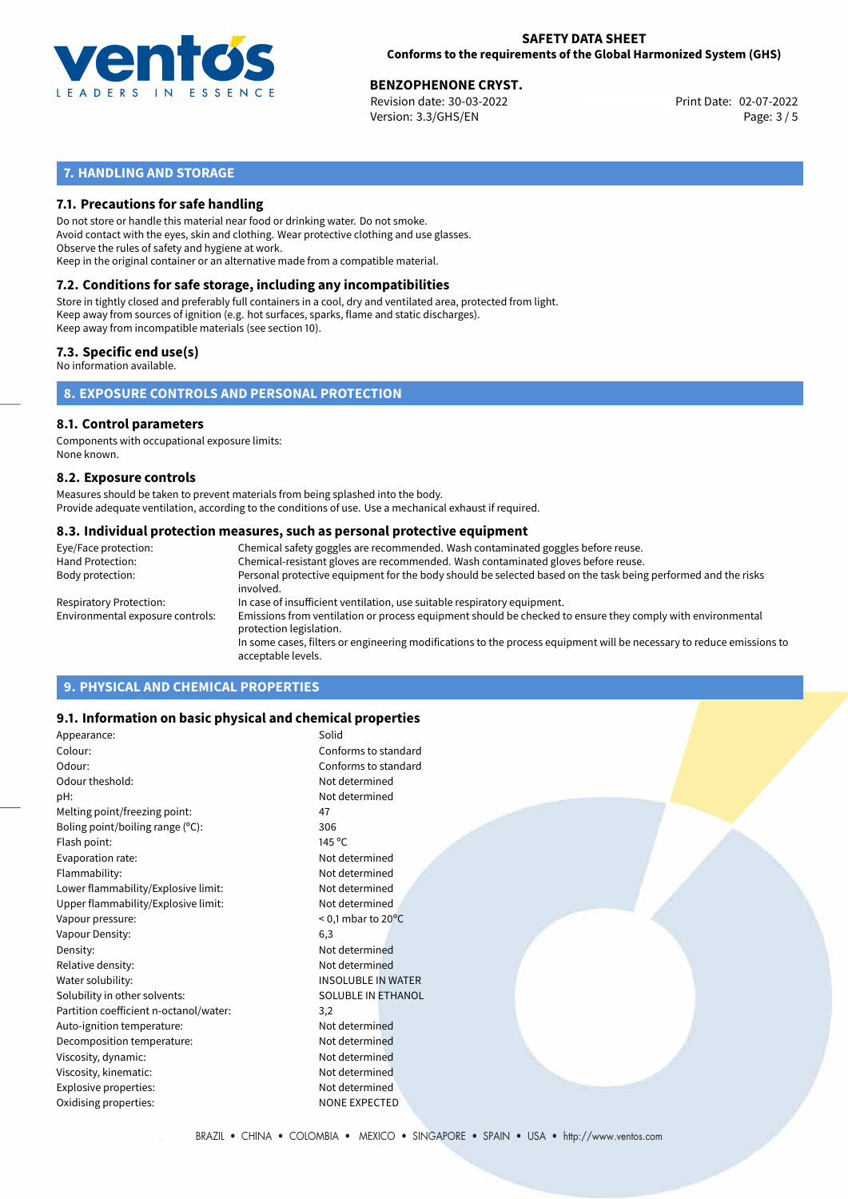## 7. HANDLING AND STORAGE

### 7.1. Precautions for safe handling

Do not store or handle this material near food or drinking water. Do not smoke.
Avoid contact with the eyes, skin and clothing. Wear protective clothing and use glasses.
Observe the rules of safety and hygiene at work.
Keep in the original container or an alternative made from a compatible material.

### 7.2. Conditions for safe storage, including any incompatibilities

Store in tightly closed and preferably full containers in a cool, dry and ventilated area, protected from light.
Keep away from sources of ignition (e.g. hot surfaces, sparks, flame and static discharges).
Keep away from incompatible materials (see section 10).

### 7.3. Specific end use(s)

No information available.

## 8. EXPOSURE CONTROLS AND PERSONAL PROTECTION

### 8.1. Control parameters

Components with occupational exposure limits:
None known.

### 8.2. Exposure controls

Measures should be taken to prevent materials from being splashed into the body.
Provide adequate ventilation, according to the conditions of use. Use a mechanical exhaust if required.

### 8.3. Individual protection measures, such as personal protective equipment

| | |
|---|---|
| Eye/Face protection: | Chemical safety goggles are recommended. Wash contaminated goggles before reuse. |
| Hand Protection: | Chemical-resistant gloves are recommended. Wash contaminated gloves before reuse. |
| Body protection: | Personal protective equipment for the body should be selected based on the task being performed and the risks involved. |
| Respiratory Protection: | In case of insufficient ventilation, use suitable respiratory equipment. |
| Environmental exposure controls: | Emissions from ventilation or process equipment should be checked to ensure they comply with environmental protection legislation. In some cases, filters or engineering modifications to the process equipment will be necessary to reduce emissions to acceptable levels. |

## 9. PHYSICAL AND CHEMICAL PROPERTIES

### 9.1. Information on basic physical and chemical properties

| | |
|---|---|
| Appearance: | Solid |
| Colour: | Conforms to standard |
| Odour: | Conforms to standard |
| Odour theshold: | Not determined |
| pH: | Not determined |
| Melting point/freezing point: | 47 |
| Boling point/boiling range (°C): | 306 |
| Flash point: | 145 °C |
| Evaporation rate: | Not determined |
| Flammability: | Not determined |
| Lower flammability/Explosive limit: | Not determined |
| Upper flammability/Explosive limit: | Not determined |
| Vapour pressure: | < 0,1 mbar to 20°C |
| Vapour Density: | 6,3 |
| Density: | Not determined |
| Relative density: | Not determined |
| Water solubility: | INSOLUBLE IN WATER |
| Solubility in other solvents: | SOLUBLE IN ETHANOL |
| Partition coefficient n-octanol/water: | 3,2 |
| Auto-ignition temperature: | Not determined |
| Decomposition temperature: | Not determined |
| Viscosity, dynamic: | Not determined |
| Viscosity, kinematic: | Not determined |
| Explosive properties: | Not determined |
| Oxidising properties: | NONE EXPECTED |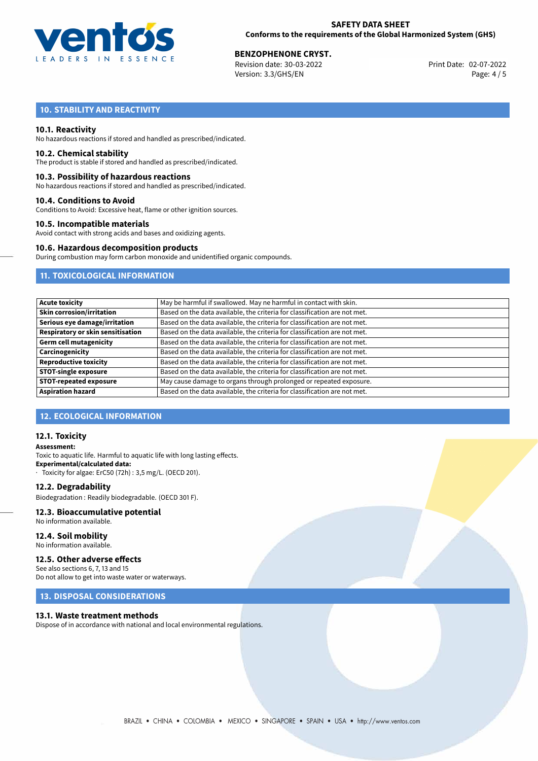## 10. STABILITY AND REACTIVITY

### 10.1. Reactivity

No hazardous reactions if stored and handled as prescribed/indicated.

### 10.2. Chemical stability

The product is stable if stored and handled as prescribed/indicated.

### 10.3. Possibility of hazardous reactions

No hazardous reactions if stored and handled as prescribed/indicated.

### 10.4. Conditions to Avoid

Conditions to Avoid: Excessive heat, flame or other ignition sources.

### 10.5. Incompatible materials

Avoid contact with strong acids and bases and oxidizing agents.

### 10.6. Hazardous decomposition products

During combustion may form carbon monoxide and unidentified organic compounds.

## 11. TOXICOLOGICAL INFORMATION

| | |
|---|---|
| **Acute toxicity** | May be harmful if swallowed. May ne harmful in contact with skin. |
| **Skin corrosion/irritation** | Based on the data available, the criteria for classification are not met. |
| **Serious eye damage/irritation** | Based on the data available, the criteria for classification are not met. |
| **Respiratory or skin sensitisation** | Based on the data available, the criteria for classification are not met. |
| **Germ cell mutagenicity** | Based on the data available, the criteria for classification are not met. |
| **Carcinogenicity** | Based on the data available, the criteria for classification are not met. |
| **Reproductive toxicity** | Based on the data available, the criteria for classification are not met. |
| **STOT-single exposure** | Based on the data available, the criteria for classification are not met. |
| **STOT-repeated exposure** | May cause damage to organs through prolonged or repeated exposure. |
| **Aspiration hazard** | Based on the data available, the criteria for classification are not met. |

## 12. ECOLOGICAL INFORMATION

### 12.1. Toxicity

**Assessment:**
Toxic to aquatic life. Harmful to aquatic life with long lasting effects.
**Experimental/calculated data:**
· Toxicity for algae: ErC50 (72h) : 3,5 mg/L. (OECD 201).

### 12.2. Degradability

Biodegradation : Readily biodegradable. (OECD 301 F).

### 12.3. Bioaccumulative potential

No information available.

### 12.4. Soil mobility

No information available.

### 12.5. Other adverse effects

See also sections 6, 7, 13 and 15
Do not allow to get into waste water or waterways.

## 13. DISPOSAL CONSIDERATIONS

### 13.1. Waste treatment methods

Dispose of in accordance with national and local environmental regulations.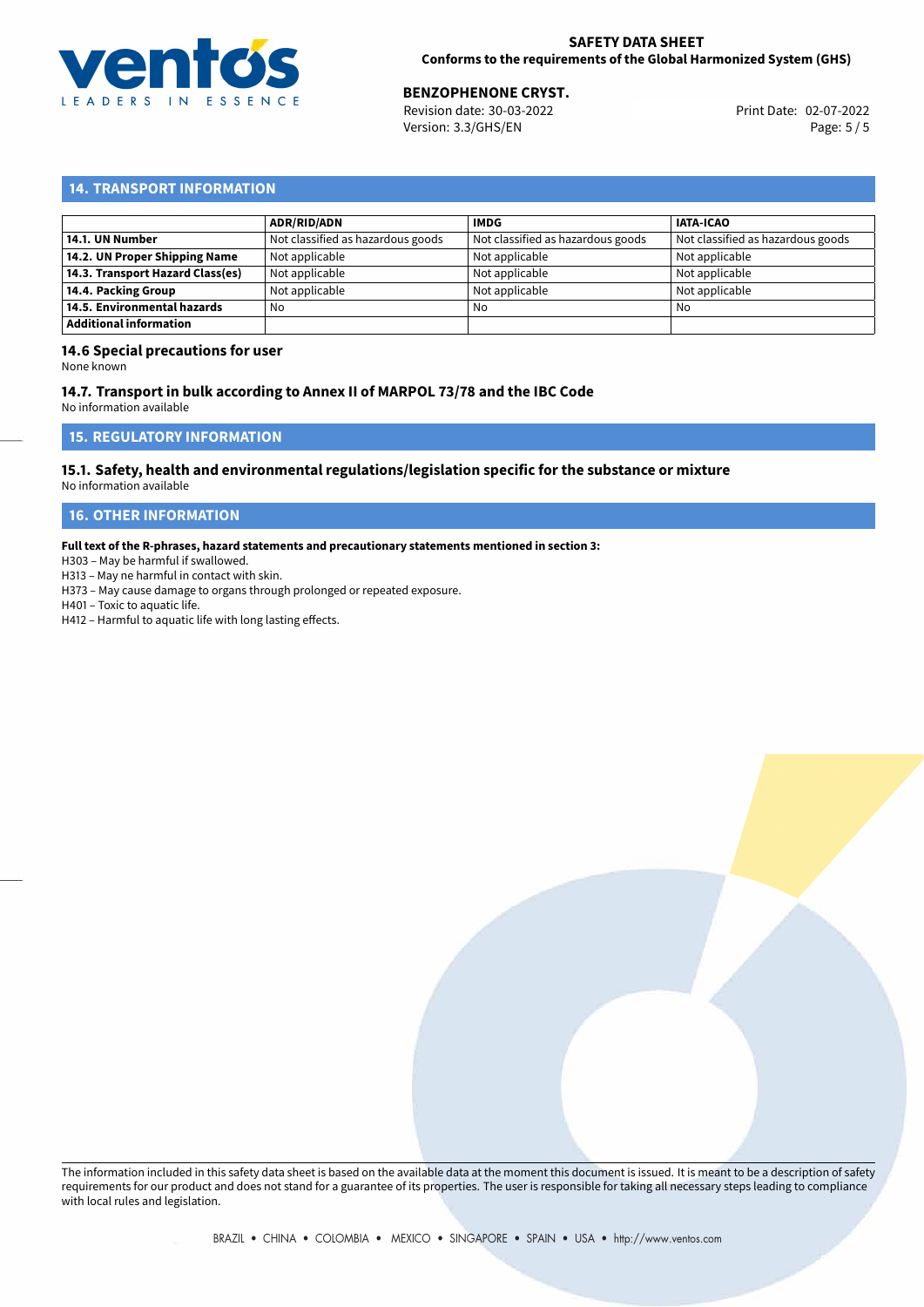## 14. TRANSPORT INFORMATION

| | ADR/RID/ADN | IMDG | IATA-ICAO |
|---|---|---|---|
| **14.1. UN Number** | Not classified as hazardous goods | Not classified as hazardous goods | Not classified as hazardous goods |
| **14.2. UN Proper Shipping Name** | Not applicable | Not applicable | Not applicable |
| **14.3. Transport Hazard Class(es)** | Not applicable | Not applicable | Not applicable |
| **14.4. Packing Group** | Not applicable | Not applicable | Not applicable |
| **14.5. Environmental hazards** | No | No | No |
| **Additional information** | | | |

### 14.6 Special precautions for user

None known

### 14.7. Transport in bulk according to Annex II of MARPOL 73/78 and the IBC Code

No information available

## 15. REGULATORY INFORMATION

### 15.1. Safety, health and environmental regulations/legislation specific for the substance or mixture

No information available

## 16. OTHER INFORMATION

**Full text of the R-phrases, hazard statements and precautionary statements mentioned in section 3:**

H303 – May be harmful if swallowed.
H313 – May ne harmful in contact with skin.
H373 – May cause damage to organs through prolonged or repeated exposure.
H401 – Toxic to aquatic life.
H412 – Harmful to aquatic life with long lasting effects.

The information included in this safety data sheet is based on the available data at the moment this document is issued. It is meant to be a description of safety requirements for our product and does not stand for a guarantee of its properties. The user is responsible for taking all necessary steps leading to compliance with local rules and legislation.